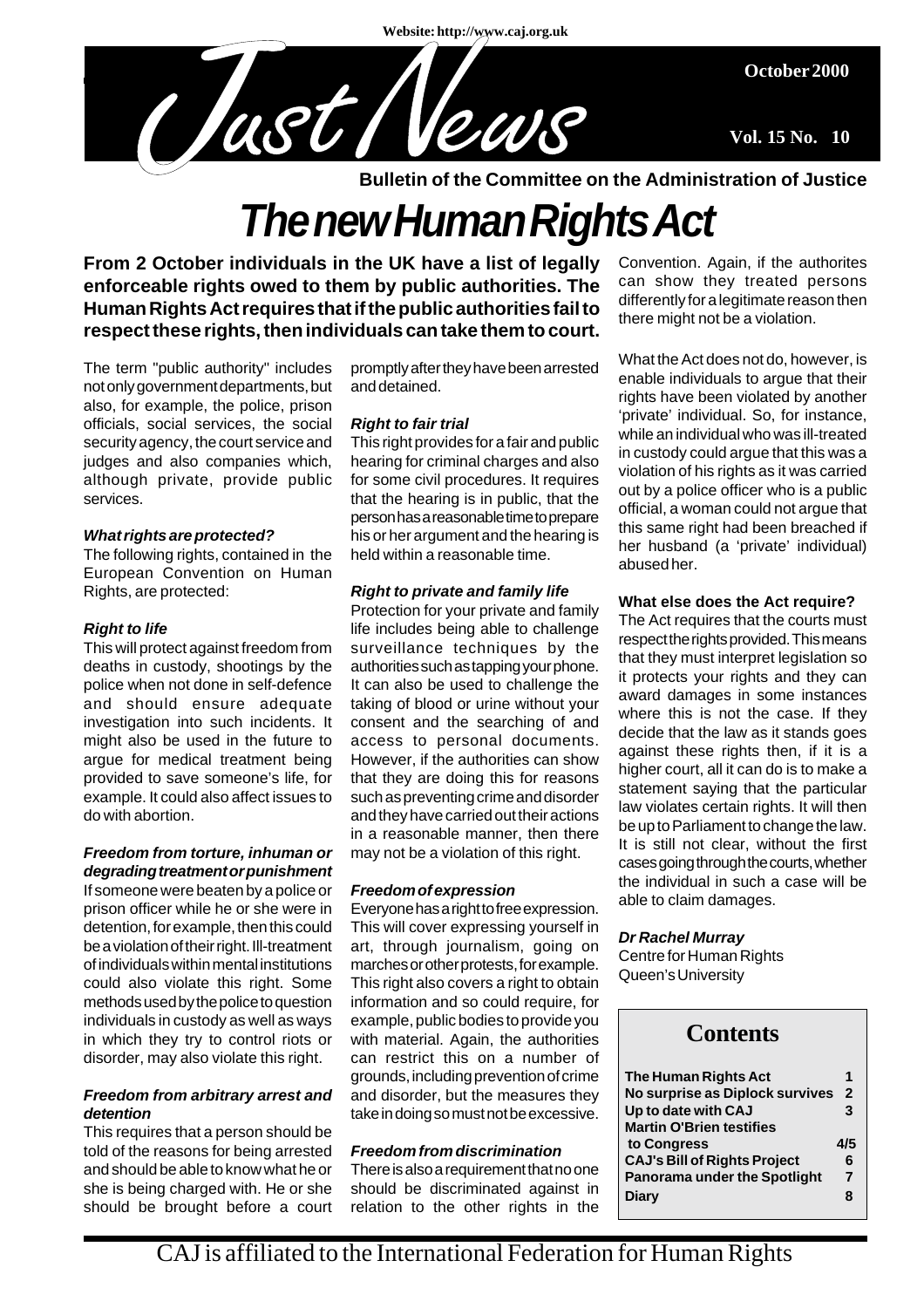Website: http://www.caj.org.uk

# Just News

October 2000

Vol. 15 No. 10

**Bulletin of the Committee on the Administration of Justice**

# The new Human Rights Act

**From 2 October individuals in the UK have a list of legally enforceable rights owed to them by public authorities. The Human Rights Act requires that if the public authorities fail to respect these rights, then individuals can take them to court.**

The term "public authority" includes not only government departments, but also, for example, the police, prison officials, social services, the social security agency, the court service and judges and also companies which, although private, provide public services.

***What rights are protected?***

The following rights, contained in the European Convention on Human Rights, are protected:

***Right to life***

This will protect against freedom from deaths in custody, shootings by the police when not done in self-defence and should ensure adequate investigation into such incidents. It might also be used in the future to argue for medical treatment being provided to save someone's life, for example. It could also affect issues to do with abortion.

***Freedom from torture, inhuman or degrading treatment or punishment***

If someone were beaten by a police or prison officer while he or she were in detention, for example, then this could be a violation of their right. Ill-treatment of individuals within mental institutions could also violate this right. Some methods used by the police to question individuals in custody as well as ways in which they try to control riots or disorder, may also violate this right.

***Freedom from arbitrary arrest and detention***

This requires that a person should be told of the reasons for being arrested and should be able to know what he or she is being charged with. He or she should be brought before a court promptly after they have been arrested and detained.

***Right to fair trial***

This right provides for a fair and public hearing for criminal charges and also for some civil procedures. It requires that the hearing is in public, that the person has a reasonable time to prepare his or her argument and the hearing is held within a reasonable time.

***Right to private and family life***

Protection for your private and family life includes being able to challenge surveillance techniques by the authorities such as tapping your phone. It can also be used to challenge the taking of blood or urine without your consent and the searching of and access to personal documents. However, if the authorities can show that they are doing this for reasons such as preventing crime and disorder and they have carried out their actions in a reasonable manner, then there may not be a violation of this right.

***Freedom of expression***

Everyone has a right to free expression. This will cover expressing yourself in art, through journalism, going on marches or other protests, for example. This right also covers a right to obtain information and so could require, for example, public bodies to provide you with material. Again, the authorities can restrict this on a number of grounds, including prevention of crime and disorder, but the measures they take in doing so must not be excessive.

***Freedom from discrimination***

There is also a requirement that no one should be discriminated against in relation to the other rights in the Convention. Again, if the authorites can show they treated persons differently for a legitimate reason then there might not be a violation.

What the Act does not do, however, is enable individuals to argue that their rights have been violated by another 'private' individual. So, for instance, while an individual who was ill-treated in custody could argue that this was a violation of his rights as it was carried out by a police officer who is a public official, a woman could not argue that this same right had been breached if her husband (a 'private' individual) abused her.

**What else does the Act require?**

The Act requires that the courts must respect the rights provided. This means that they must interpret legislation so it protects your rights and they can award damages in some instances where this is not the case. If they decide that the law as it stands goes against these rights then, if it is a higher court, all it can do is to make a statement saying that the particular law violates certain rights. It will then be up to Parliament to change the law. It is still not clear, without the first cases going through the courts, whether the individual in such a case will be able to claim damages.

***Dr Rachel Murray***
Centre for Human Rights
Queen's University

## Contents

| | |
|---|---|
| **The Human Rights Act** | **1** |
| **No surprise as Diplock survives** | **2** |
| **Up to date with CAJ** | **3** |
| **Martin O'Brien testifies to Congress** | **4/5** |
| **CAJ's Bill of Rights Project** | **6** |
| **Panorama under the Spotlight** | **7** |
| **Diary** | **8** |

CAJ is affiliated to the International Federation for Human Rights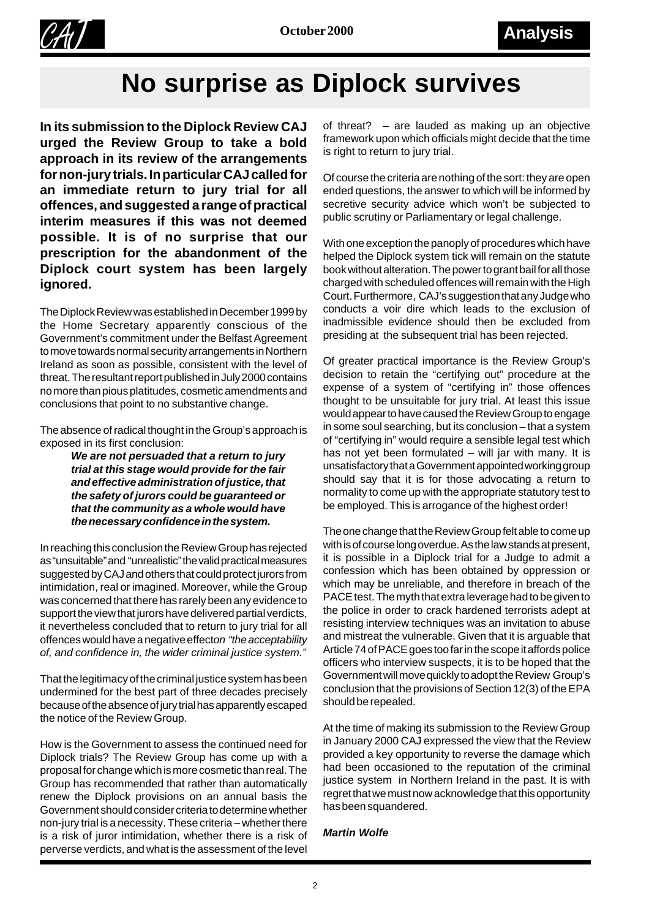# No surprise as Diplock survives

**In its submission to the Diplock Review CAJ urged the Review Group to take a bold approach in its review of the arrangements for non-jury trials. In particular CAJ called for an immediate return to jury trial for all offences, and suggested a range of practical interim measures if this was not deemed possible. It is of no surprise that our prescription for the abandonment of the Diplock court system has been largely ignored.**

The Diplock Review was established in December 1999 by the Home Secretary apparently conscious of the Government's commitment under the Belfast Agreement to move towards normal security arrangements in Northern Ireland as soon as possible, consistent with the level of threat. The resultant report published in July 2000 contains no more than pious platitudes, cosmetic amendments and conclusions that point to no substantive change.

The absence of radical thought in the Group's approach is exposed in its first conclusion:

> ***We are not persuaded that a return to jury trial at this stage would provide for the fair and effective administration of justice, that the safety of jurors could be guaranteed or that the community as a whole would have the necessary confidence in the system.***

In reaching this conclusion the Review Group has rejected as "unsuitable" and "unrealistic" the valid practical measures suggested by CAJ and others that could protect jurors from intimidation, real or imagined. Moreover, while the Group was concerned that there has rarely been any evidence to support the view that jurors have delivered partial verdicts, it nevertheless concluded that to return to jury trial for all offences would have a negative effect *on "the acceptability of, and confidence in, the wider criminal justice system."*

That the legitimacy of the criminal justice system has been undermined for the best part of three decades precisely because of the absence of jury trial has apparently escaped the notice of the Review Group.

How is the Government to assess the continued need for Diplock trials? The Review Group has come up with a proposal for change which is more cosmetic than real. The Group has recommended that rather than automatically renew the Diplock provisions on an annual basis the Government should consider criteria to determine whether non-jury trial is a necessity. These criteria – whether there is a risk of juror intimidation, whether there is a risk of perverse verdicts, and what is the assessment of the level of threat? – are lauded as making up an objective framework upon which officials might decide that the time is right to return to jury trial.

Of course the criteria are nothing of the sort: they are open ended questions, the answer to which will be informed by secretive security advice which won't be subjected to public scrutiny or Parliamentary or legal challenge.

With one exception the panoply of procedures which have helped the Diplock system tick will remain on the statute book without alteration. The power to grant bail for all those charged with scheduled offences will remain with the High Court. Furthermore, CAJ's suggestion that any Judge who conducts a voir dire which leads to the exclusion of inadmissible evidence should then be excluded from presiding at the subsequent trial has been rejected.

Of greater practical importance is the Review Group's decision to retain the "certifying out" procedure at the expense of a system of "certifying in" those offences thought to be unsuitable for jury trial. At least this issue would appear to have caused the Review Group to engage in some soul searching, but its conclusion – that a system of "certifying in" would require a sensible legal test which has not yet been formulated – will jar with many. It is unsatisfactory that a Government appointed working group should say that it is for those advocating a return to normality to come up with the appropriate statutory test to be employed. This is arrogance of the highest order!

The one change that the Review Group felt able to come up with is of course long overdue. As the law stands at present, it is possible in a Diplock trial for a Judge to admit a confession which has been obtained by oppression or which may be unreliable, and therefore in breach of the PACE test. The myth that extra leverage had to be given to the police in order to crack hardened terrorists adept at resisting interview techniques was an invitation to abuse and mistreat the vulnerable. Given that it is arguable that Article 74 of PACE goes too far in the scope it affords police officers who interview suspects, it is to be hoped that the Government will move quickly to adopt the Review Group's conclusion that the provisions of Section 12(3) of the EPA should be repealed.

At the time of making its submission to the Review Group in January 2000 CAJ expressed the view that the Review provided a key opportunity to reverse the damage which had been occasioned to the reputation of the criminal justice system in Northern Ireland in the past. It is with regret that we must now acknowledge that this opportunity has been squandered.

***Martin Wolfe***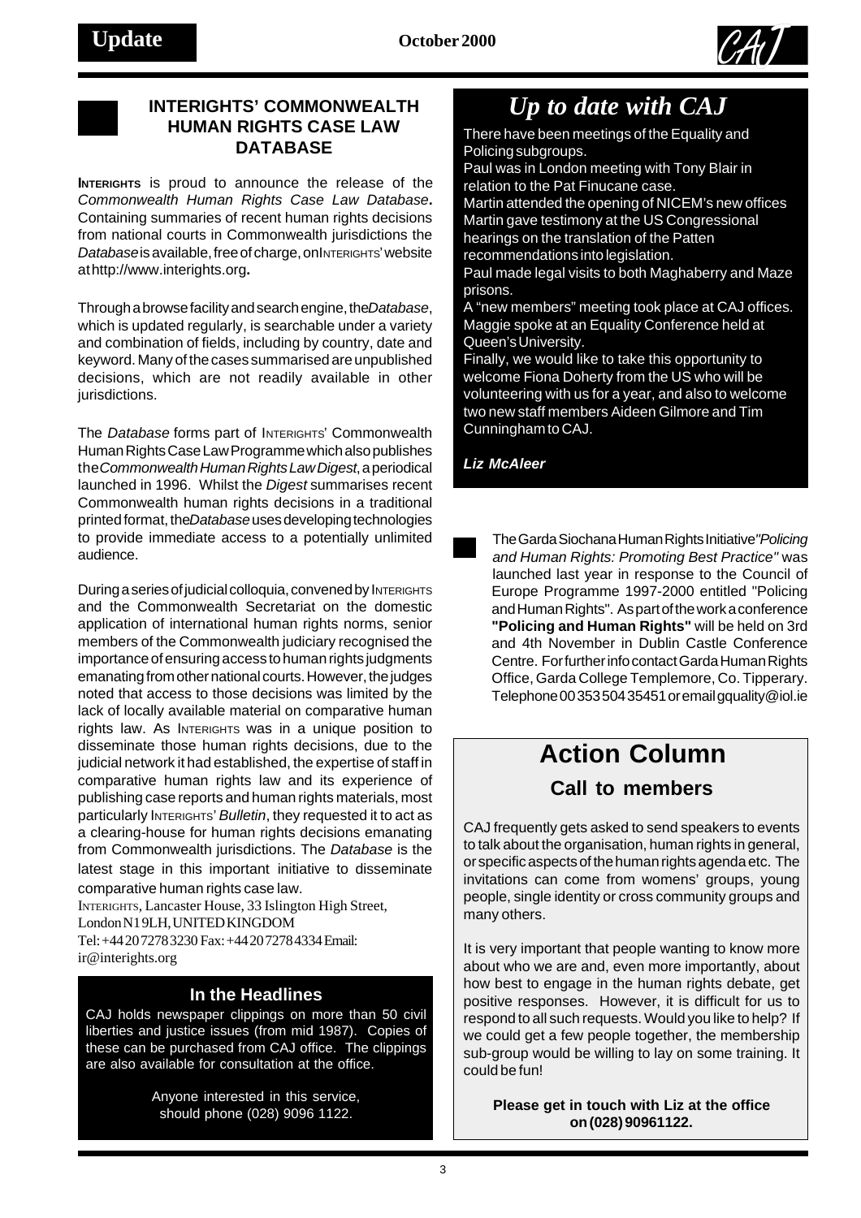## INTERIGHTS' COMMONWEALTH HUMAN RIGHTS CASE LAW DATABASE

**INTERIGHTS** is proud to announce the release of the *Commonwealth Human Rights Case Law Database***.** Containing summaries of recent human rights decisions from national courts in Commonwealth jurisdictions the *Database* is available, free of charge, on INTERIGHTS' website at http://www.interights.org**.**

Through a browse facility and search engine, the *Database*, which is updated regularly, is searchable under a variety and combination of fields, including by country, date and keyword. Many of the cases summarised are unpublished decisions, which are not readily available in other jurisdictions.

The *Database* forms part of INTERIGHTS' Commonwealth Human Rights Case Law Programme which also publishes the *Commonwealth Human Rights Law Digest*, a periodical launched in 1996. Whilst the *Digest* summarises recent Commonwealth human rights decisions in a traditional printed format, the *Database* uses developing technologies to provide immediate access to a potentially unlimited audience.

During a series of judicial colloquia, convened by INTERIGHTS and the Commonwealth Secretariat on the domestic application of international human rights norms, senior members of the Commonwealth judiciary recognised the importance of ensuring access to human rights judgments emanating from other national courts. However, the judges noted that access to those decisions was limited by the lack of locally available material on comparative human rights law. As INTERIGHTS was in a unique position to disseminate those human rights decisions, due to the judicial network it had established, the expertise of staff in comparative human rights law and its experience of publishing case reports and human rights materials, most particularly INTERIGHTS' *Bulletin*, they requested it to act as a clearing-house for human rights decisions emanating from Commonwealth jurisdictions. The *Database* is the latest stage in this important initiative to disseminate comparative human rights case law.

INTERIGHTS, Lancaster House, 33 Islington High Street, London N1 9LH, UNITED KINGDOM
Tel: +44 20 7278 3230 Fax: +44 20 7278 4334 Email: ir@interights.org

### In the Headlines

CAJ holds newspaper clippings on more than 50 civil liberties and justice issues (from mid 1987). Copies of these can be purchased from CAJ office. The clippings are also available for consultation at the office.

Anyone interested in this service, should phone (028) 9096 1122.

## *Up to date with CAJ*

There have been meetings of the Equality and Policing subgroups.
Paul was in London meeting with Tony Blair in relation to the Pat Finucane case.
Martin attended the opening of NICEM's new offices
Martin gave testimony at the US Congressional hearings on the translation of the Patten recommendations into legislation.
Paul made legal visits to both Maghaberry and Maze prisons.
A "new members" meeting took place at CAJ offices.
Maggie spoke at an Equality Conference held at Queen's University.
Finally, we would like to take this opportunity to welcome Fiona Doherty from the US who will be volunteering with us for a year, and also to welcome two new staff members Aideen Gilmore and Tim Cunningham to CAJ.

***Liz McAleer***

The Garda Siochana Human Rights Initiative *"Policing and Human Rights: Promoting Best Practice"* was launched last year in response to the Council of Europe Programme 1997-2000 entitled "Policing and Human Rights". As part of the work a conference **"Policing and Human Rights"** will be held on 3rd and 4th November in Dublin Castle Conference Centre. For further info contact Garda Human Rights Office, Garda College Templemore, Co. Tipperary. Telephone 00 353 504 35451 or email gquality@iol.ie

## Action Column

### Call to members

CAJ frequently gets asked to send speakers to events to talk about the organisation, human rights in general, or specific aspects of the human rights agenda etc. The invitations can come from womens' groups, young people, single identity or cross community groups and many others.

It is very important that people wanting to know more about who we are and, even more importantly, about how best to engage in the human rights debate, get positive responses. However, it is difficult for us to respond to all such requests. Would you like to help? If we could get a few people together, the membership sub-group would be willing to lay on some training. It could be fun!

**Please get in touch with Liz at the office on (028) 90961122.**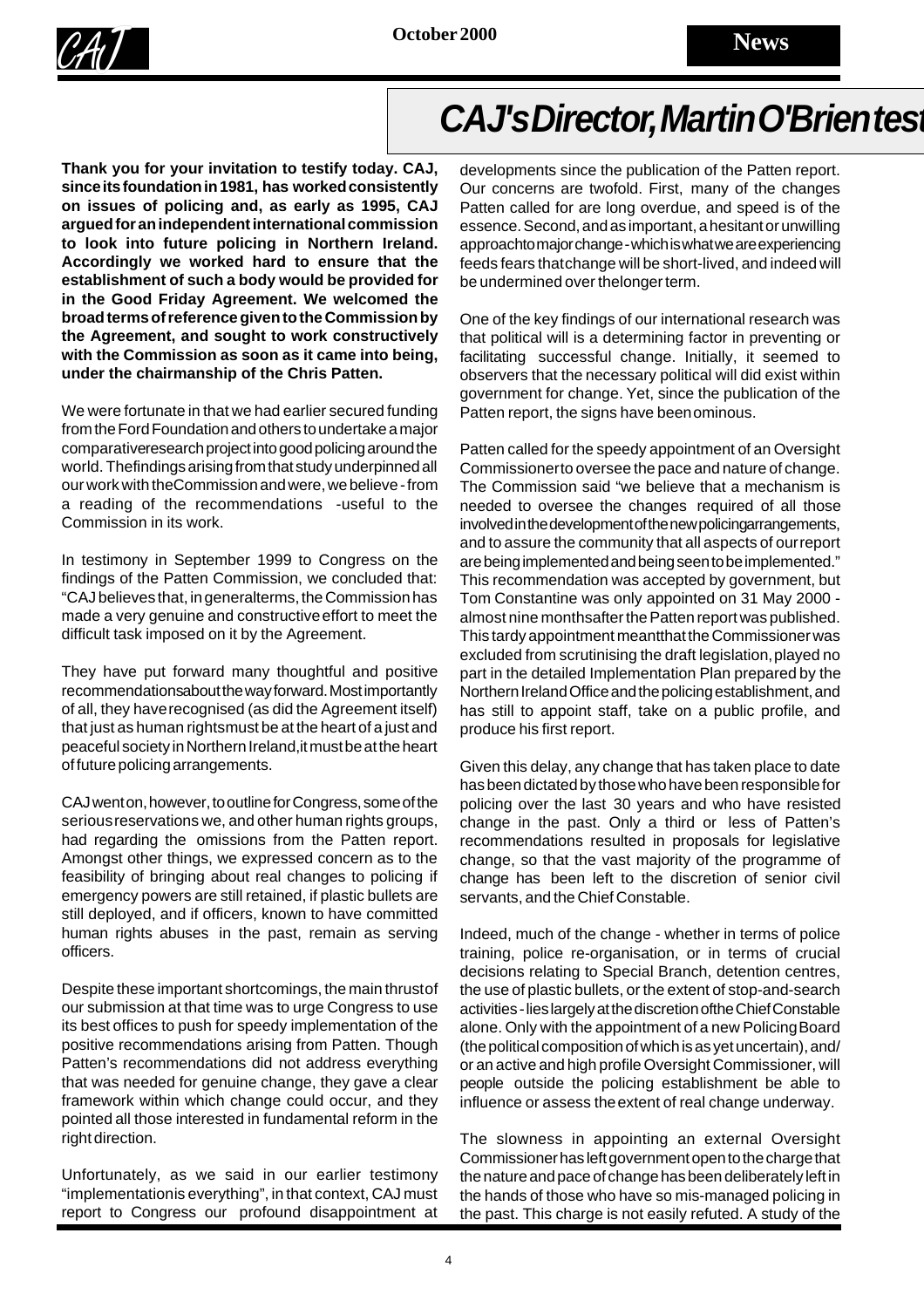# CAJ's Director, Martin O'Brien test

**Thank you for your invitation to testify today. CAJ, since its foundation in 1981, has worked consistently on issues of policing and, as early as 1995, CAJ argued for an independent international commission to look into future policing in Northern Ireland. Accordingly we worked hard to ensure that the establishment of such a body would be provided for in the Good Friday Agreement. We welcomed the broad terms of reference given to the Commission by the Agreement, and sought to work constructively with the Commission as soon as it came into being, under the chairmanship of the Chris Patten.**

We were fortunate in that we had earlier secured funding from the Ford Foundation and others to undertake a major comparative research project into good policing around the world. The findings arising from that study underpinned all our work with the Commission and were, we believe - from a reading of the recommendations -useful to the Commission in its work.

In testimony in September 1999 to Congress on the findings of the Patten Commission, we concluded that: "CAJ believes that, in general terms, the Commission has made a very genuine and constructive effort to meet the difficult task imposed on it by the Agreement.

They have put forward many thoughtful and positive recommendations about the way forward. Most importantly of all, they have recognised (as did the Agreement itself) that just as human rights must be at the heart of a just and peaceful society in Northern Ireland, it must be at the heart of future policing arrangements.

CAJ went on, however, to outline for Congress, some of the serious reservations we, and other human rights groups, had regarding the omissions from the Patten report. Amongst other things, we expressed concern as to the feasibility of bringing about real changes to policing if emergency powers are still retained, if plastic bullets are still deployed, and if officers, known to have committed human rights abuses in the past, remain as serving officers.

Despite these important shortcomings, the main thrust of our submission at that time was to urge Congress to use its best offices to push for speedy implementation of the positive recommendations arising from Patten. Though Patten's recommendations did not address everything that was needed for genuine change, they gave a clear framework within which change could occur, and they pointed all those interested in fundamental reform in the right direction.

Unfortunately, as we said in our earlier testimony "implementation is everything", in that context, CAJ must report to Congress our profound disappointment at developments since the publication of the Patten report. Our concerns are twofold. First, many of the changes Patten called for are long overdue, and speed is of the essence. Second, and as important, a hesitant or unwilling approach to major change - which is what we are experiencing feeds fears that change will be short-lived, and indeed will be undermined over the longer term.

One of the key findings of our international research was that political will is a determining factor in preventing or facilitating successful change. Initially, it seemed to observers that the necessary political will did exist within government for change. Yet, since the publication of the Patten report, the signs have been ominous.

Patten called for the speedy appointment of an Oversight Commissioner to oversee the pace and nature of change. The Commission said "we believe that a mechanism is needed to oversee the changes required of all those involved in the development of the new policing arrangements, and to assure the community that all aspects of our report are being implemented and being seen to be implemented." This recommendation was accepted by government, but Tom Constantine was only appointed on 31 May 2000 - almost nine months after the Patten report was published. This tardy appointment meant that the Commissioner was excluded from scrutinising the draft legislation, played no part in the detailed Implementation Plan prepared by the Northern Ireland Office and the policing establishment, and has still to appoint staff, take on a public profile, and produce his first report.

Given this delay, any change that has taken place to date has been dictated by those who have been responsible for policing over the last 30 years and who have resisted change in the past. Only a third or less of Patten's recommendations resulted in proposals for legislative change, so that the vast majority of the programme of change has been left to the discretion of senior civil servants, and the Chief Constable.

Indeed, much of the change - whether in terms of police training, police re-organisation, or in terms of crucial decisions relating to Special Branch, detention centres, the use of plastic bullets, or the extent of stop-and-search activities - lies largely at the discretion of the Chief Constable alone. Only with the appointment of a new Policing Board (the political composition of which is as yet uncertain), and/or an active and high profile Oversight Commissioner, will people outside the policing establishment be able to influence or assess the extent of real change underway.

The slowness in appointing an external Oversight Commissioner has left government open to the charge that the nature and pace of change has been deliberately left in the hands of those who have so mis-managed policing in the past. This charge is not easily refuted. A study of the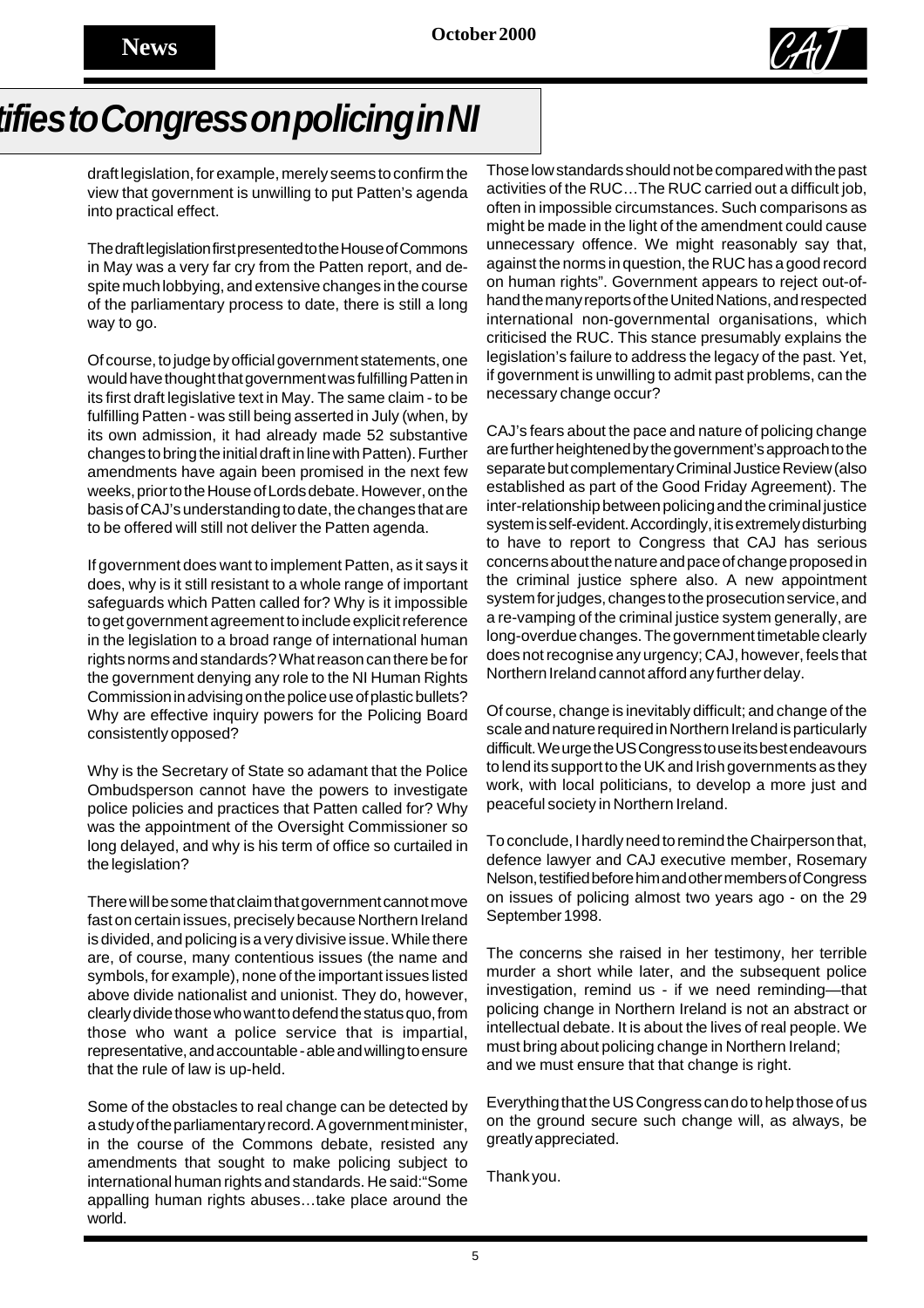# tifies to Congress on policing in NI

draft legislation, for example, merely seems to confirm the view that government is unwilling to put Patten's agenda into practical effect.

The draft legislation first presented to the House of Commons in May was a very far cry from the Patten report, and despite much lobbying, and extensive changes in the course of the parliamentary process to date, there is still a long way to go.

Of course, to judge by official government statements, one would have thought that government was fulfilling Patten in its first draft legislative text in May. The same claim - to be fulfilling Patten - was still being asserted in July (when, by its own admission, it had already made 52 substantive changes to bring the initial draft in line with Patten). Further amendments have again been promised in the next few weeks, prior to the House of Lords debate. However, on the basis of CAJ's understanding to date, the changes that are to be offered will still not deliver the Patten agenda.

If government does want to implement Patten, as it says it does, why is it still resistant to a whole range of important safeguards which Patten called for? Why is it impossible to get government agreement to include explicit reference in the legislation to a broad range of international human rights norms and standards? What reason can there be for the government denying any role to the NI Human Rights Commission in advising on the police use of plastic bullets? Why are effective inquiry powers for the Policing Board consistently opposed?

Why is the Secretary of State so adamant that the Police Ombudsperson cannot have the powers to investigate police policies and practices that Patten called for? Why was the appointment of the Oversight Commissioner so long delayed, and why is his term of office so curtailed in the legislation?

There will be some that claim that government cannot move fast on certain issues, precisely because Northern Ireland is divided, and policing is a very divisive issue. While there are, of course, many contentious issues (the name and symbols, for example), none of the important issues listed above divide nationalist and unionist. They do, however, clearly divide those who want to defend the status quo, from those who want a police service that is impartial, representative, and accountable - able and willing to ensure that the rule of law is up-held.

Some of the obstacles to real change can be detected by a study of the parliamentary record. A government minister, in the course of the Commons debate, resisted any amendments that sought to make policing subject to international human rights and standards. He said:"Some appalling human rights abuses…take place around the world. Those low standards should not be compared with the past activities of the RUC…The RUC carried out a difficult job, often in impossible circumstances. Such comparisons as might be made in the light of the amendment could cause unnecessary offence. We might reasonably say that, against the norms in question, the RUC has a good record on human rights". Government appears to reject out-of-hand the many reports of the United Nations, and respected international non-governmental organisations, which criticised the RUC. This stance presumably explains the legislation's failure to address the legacy of the past. Yet, if government is unwilling to admit past problems, can the necessary change occur?

CAJ's fears about the pace and nature of policing change are further heightened by the government's approach to the separate but complementary Criminal Justice Review (also established as part of the Good Friday Agreement). The inter-relationship between policing and the criminal justice system is self-evident. Accordingly, it is extremely disturbing to have to report to Congress that CAJ has serious concerns about the nature and pace of change proposed in the criminal justice sphere also. A new appointment system for judges, changes to the prosecution service, and a re-vamping of the criminal justice system generally, are long-overdue changes. The government timetable clearly does not recognise any urgency; CAJ, however, feels that Northern Ireland cannot afford any further delay.

Of course, change is inevitably difficult; and change of the scale and nature required in Northern Ireland is particularly difficult. We urge the US Congress to use its best endeavours to lend its support to the UK and Irish governments as they work, with local politicians, to develop a more just and peaceful society in Northern Ireland.

To conclude, I hardly need to remind the Chairperson that, defence lawyer and CAJ executive member, Rosemary Nelson, testified before him and other members of Congress on issues of policing almost two years ago - on the 29 September 1998.

The concerns she raised in her testimony, her terrible murder a short while later, and the subsequent police investigation, remind us - if we need reminding—that policing change in Northern Ireland is not an abstract or intellectual debate. It is about the lives of real people. We must bring about policing change in Northern Ireland; and we must ensure that that change is right.

Everything that the US Congress can do to help those of us on the ground secure such change will, as always, be greatly appreciated.

Thank you.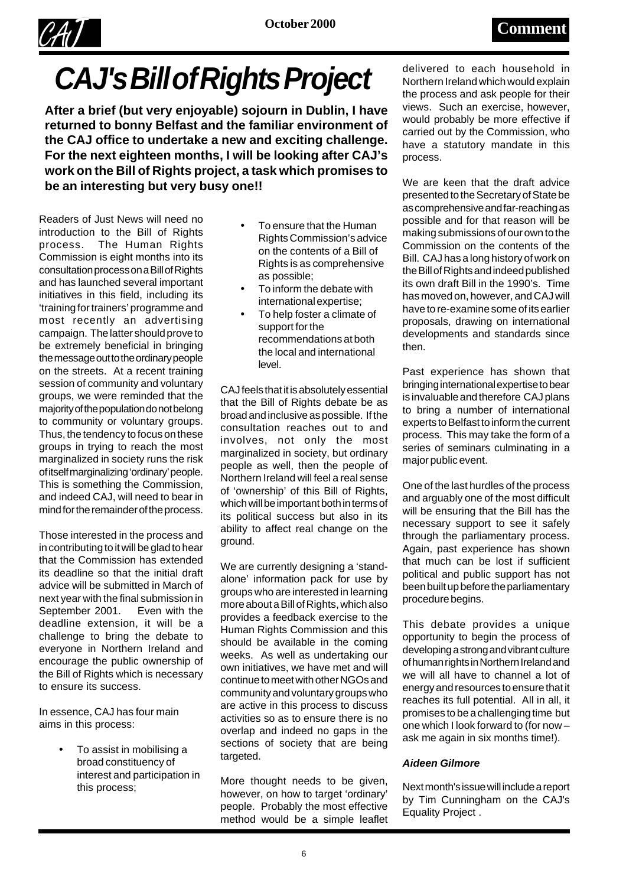# CAJ's Bill of Rights Project

**After a brief (but very enjoyable) sojourn in Dublin, I have returned to bonny Belfast and the familiar environment of the CAJ office to undertake a new and exciting challenge. For the next eighteen months, I will be looking after CAJ's work on the Bill of Rights project, a task which promises to be an interesting but very busy one!!**

Readers of Just News will need no introduction to the Bill of Rights process. The Human Rights Commission is eight months into its consultation process on a Bill of Rights and has launched several important initiatives in this field, including its 'training for trainers' programme and most recently an advertising campaign. The latter should prove to be extremely beneficial in bringing the message out to the ordinary people on the streets. At a recent training session of community and voluntary groups, we were reminded that the majority of the population do not belong to community or voluntary groups. Thus, the tendency to focus on these groups in trying to reach the most marginalized in society runs the risk of itself marginalizing 'ordinary' people. This is something the Commission, and indeed CAJ, will need to bear in mind for the remainder of the process.

Those interested in the process and in contributing to it will be glad to hear that the Commission has extended its deadline so that the initial draft advice will be submitted in March of next year with the final submission in September 2001. Even with the deadline extension, it will be a challenge to bring the debate to everyone in Northern Ireland and encourage the public ownership of the Bill of Rights which is necessary to ensure its success.

In essence, CAJ has four main aims in this process:

- To assist in mobilising a broad constituency of interest and participation in this process;
- To ensure that the Human Rights Commission's advice on the contents of a Bill of Rights is as comprehensive as possible;
- To inform the debate with international expertise;
- To help foster a climate of support for the recommendations at both the local and international level.

CAJ feels that it is absolutely essential that the Bill of Rights debate be as broad and inclusive as possible. If the consultation reaches out to and involves, not only the most marginalized in society, but ordinary people as well, then the people of Northern Ireland will feel a real sense of 'ownership' of this Bill of Rights, which will be important both in terms of its political success but also in its ability to affect real change on the ground.

We are currently designing a 'stand-alone' information pack for use by groups who are interested in learning more about a Bill of Rights, which also provides a feedback exercise to the Human Rights Commission and this should be available in the coming weeks. As well as undertaking our own initiatives, we have met and will continue to meet with other NGOs and community and voluntary groups who are active in this process to discuss activities so as to ensure there is no overlap and indeed no gaps in the sections of society that are being targeted.

More thought needs to be given, however, on how to target 'ordinary' people. Probably the most effective method would be a simple leaflet delivered to each household in Northern Ireland which would explain the process and ask people for their views. Such an exercise, however, would probably be more effective if carried out by the Commission, who have a statutory mandate in this process.

We are keen that the draft advice presented to the Secretary of State be as comprehensive and far-reaching as possible and for that reason will be making submissions of our own to the Commission on the contents of the Bill. CAJ has a long history of work on the Bill of Rights and indeed published its own draft Bill in the 1990's. Time has moved on, however, and CAJ will have to re-examine some of its earlier proposals, drawing on international developments and standards since then.

Past experience has shown that bringing international expertise to bear is invaluable and therefore CAJ plans to bring a number of international experts to Belfast to inform the current process. This may take the form of a series of seminars culminating in a major public event.

One of the last hurdles of the process and arguably one of the most difficult will be ensuring that the Bill has the necessary support to see it safely through the parliamentary process. Again, past experience has shown that much can be lost if sufficient political and public support has not been built up before the parliamentary procedure begins.

This debate provides a unique opportunity to begin the process of developing a strong and vibrant culture of human rights in Northern Ireland and we will all have to channel a lot of energy and resources to ensure that it reaches its full potential. All in all, it promises to be a challenging time but one which I look forward to (for now – ask me again in six months time!).

***Aideen Gilmore***

Next month's issue will include a report by Tim Cunningham on the CAJ's Equality Project .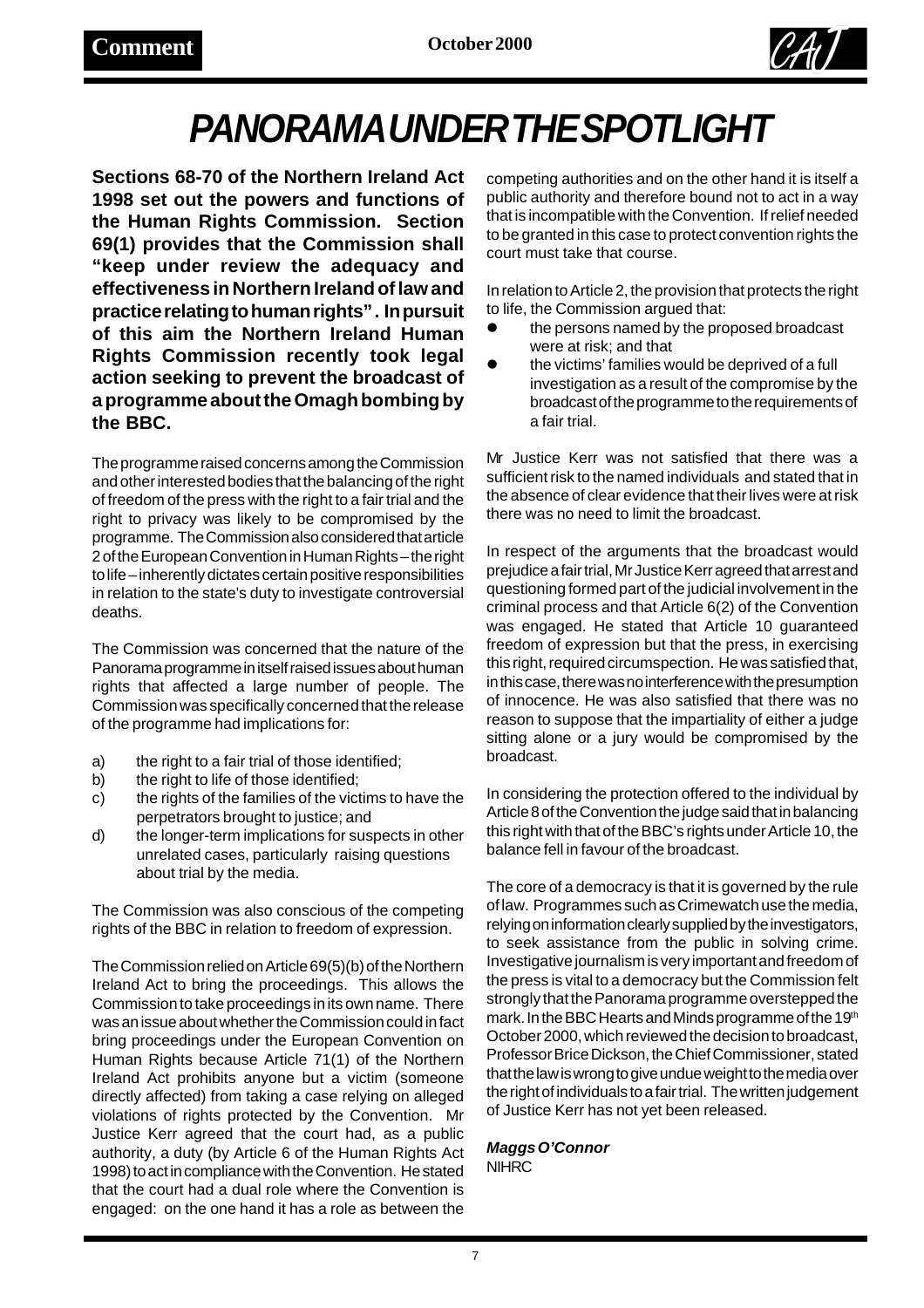# PANORAMA UNDER THE SPOTLIGHT

**Sections 68-70 of the Northern Ireland Act 1998 set out the powers and functions of the Human Rights Commission. Section 69(1) provides that the Commission shall "keep under review the adequacy and effectiveness in Northern Ireland of law and practice relating to human rights". In pursuit of this aim the Northern Ireland Human Rights Commission recently took legal action seeking to prevent the broadcast of a programme about the Omagh bombing by the BBC.**

The programme raised concerns among the Commission and other interested bodies that the balancing of the right of freedom of the press with the right to a fair trial and the right to privacy was likely to be compromised by the programme. The Commission also considered that article 2 of the European Convention in Human Rights – the right to life – inherently dictates certain positive responsibilities in relation to the state's duty to investigate controversial deaths.

The Commission was concerned that the nature of the Panorama programme in itself raised issues about human rights that affected a large number of people. The Commission was specifically concerned that the release of the programme had implications for:

a) the right to a fair trial of those identified;
b) the right to life of those identified;
c) the rights of the families of the victims to have the perpetrators brought to justice; and
d) the longer-term implications for suspects in other unrelated cases, particularly raising questions about trial by the media.

The Commission was also conscious of the competing rights of the BBC in relation to freedom of expression.

The Commission relied on Article 69(5)(b) of the Northern Ireland Act to bring the proceedings. This allows the Commission to take proceedings in its own name. There was an issue about whether the Commission could in fact bring proceedings under the European Convention on Human Rights because Article 71(1) of the Northern Ireland Act prohibits anyone but a victim (someone directly affected) from taking a case relying on alleged violations of rights protected by the Convention. Mr Justice Kerr agreed that the court had, as a public authority, a duty (by Article 6 of the Human Rights Act 1998) to act in compliance with the Convention. He stated that the court had a dual role where the Convention is engaged: on the one hand it has a role as between the competing authorities and on the other hand it is itself a public authority and therefore bound not to act in a way that is incompatible with the Convention. If relief needed to be granted in this case to protect convention rights the court must take that course.

In relation to Article 2, the provision that protects the right to life, the Commission argued that:

- the persons named by the proposed broadcast were at risk; and that
- the victims' families would be deprived of a full investigation as a result of the compromise by the broadcast of the programme to the requirements of a fair trial.

Mr Justice Kerr was not satisfied that there was a sufficient risk to the named individuals and stated that in the absence of clear evidence that their lives were at risk there was no need to limit the broadcast.

In respect of the arguments that the broadcast would prejudice a fair trial, Mr Justice Kerr agreed that arrest and questioning formed part of the judicial involvement in the criminal process and that Article 6(2) of the Convention was engaged. He stated that Article 10 guaranteed freedom of expression but that the press, in exercising this right, required circumspection. He was satisfied that, in this case, there was no interference with the presumption of innocence. He was also satisfied that there was no reason to suppose that the impartiality of either a judge sitting alone or a jury would be compromised by the broadcast.

In considering the protection offered to the individual by Article 8 of the Convention the judge said that in balancing this right with that of the BBC's rights under Article 10, the balance fell in favour of the broadcast.

The core of a democracy is that it is governed by the rule of law. Programmes such as Crimewatch use the media, relying on information clearly supplied by the investigators, to seek assistance from the public in solving crime. Investigative journalism is very important and freedom of the press is vital to a democracy but the Commission felt strongly that the Panorama programme overstepped the mark. In the BBC Hearts and Minds programme of the 19th October 2000, which reviewed the decision to broadcast, Professor Brice Dickson, the Chief Commissioner, stated that the law is wrong to give undue weight to the media over the right of individuals to a fair trial. The written judgement of Justice Kerr has not yet been released.

***Maggs O'Connor***
NIHRC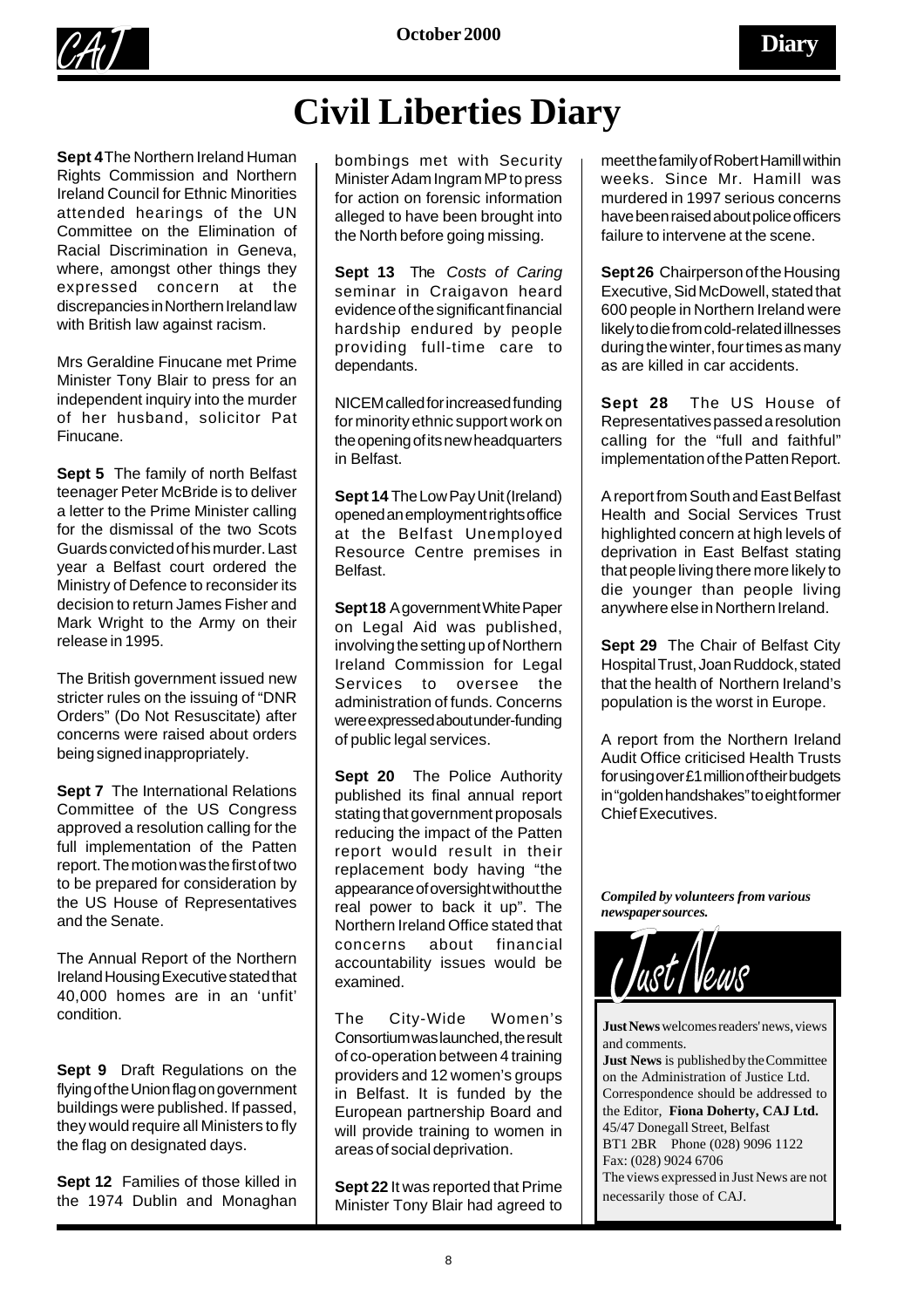# Civil Liberties Diary

**Sept 4** The Northern Ireland Human Rights Commission and Northern Ireland Council for Ethnic Minorities attended hearings of the UN Committee on the Elimination of Racial Discrimination in Geneva, where, amongst other things they expressed concern at the discrepancies in Northern Ireland law with British law against racism.

Mrs Geraldine Finucane met Prime Minister Tony Blair to press for an independent inquiry into the murder of her husband, solicitor Pat Finucane.

**Sept 5** The family of north Belfast teenager Peter McBride is to deliver a letter to the Prime Minister calling for the dismissal of the two Scots Guards convicted of his murder. Last year a Belfast court ordered the Ministry of Defence to reconsider its decision to return James Fisher and Mark Wright to the Army on their release in 1995.

The British government issued new stricter rules on the issuing of "DNR Orders" (Do Not Resuscitate) after concerns were raised about orders being signed inappropriately.

**Sept 7** The International Relations Committee of the US Congress approved a resolution calling for the full implementation of the Patten report. The motion was the first of two to be prepared for consideration by the US House of Representatives and the Senate.

The Annual Report of the Northern Ireland Housing Executive stated that 40,000 homes are in an 'unfit' condition.

**Sept 9** Draft Regulations on the flying of the Union flag on government buildings were published. If passed, they would require all Ministers to fly the flag on designated days.

**Sept 12** Families of those killed in the 1974 Dublin and Monaghan bombings met with Security Minister Adam Ingram MP to press for action on forensic information alleged to have been brought into the North before going missing.

**Sept 13** The *Costs of Caring* seminar in Craigavon heard evidence of the significant financial hardship endured by people providing full-time care to dependants.

NICEM called for increased funding for minority ethnic support work on the opening of its new headquarters in Belfast.

**Sept 14** The Low Pay Unit (Ireland) opened an employment rights office at the Belfast Unemployed Resource Centre premises in Belfast.

**Sept 18** A government White Paper on Legal Aid was published, involving the setting up of Northern Ireland Commission for Legal Services to oversee the administration of funds. Concerns were expressed about under-funding of public legal services.

**Sept 20** The Police Authority published its final annual report stating that government proposals reducing the impact of the Patten report would result in their replacement body having "the appearance of oversight without the real power to back it up". The Northern Ireland Office stated that concerns about financial accountability issues would be examined.

The City-Wide Women's Consortium was launched, the result of co-operation between 4 training providers and 12 women's groups in Belfast. It is funded by the European partnership Board and will provide training to women in areas of social deprivation.

**Sept 22** It was reported that Prime Minister Tony Blair had agreed to meet the family of Robert Hamill within weeks. Since Mr. Hamill was murdered in 1997 serious concerns have been raised about police officers failure to intervene at the scene.

**Sept 26** Chairperson of the Housing Executive, Sid McDowell, stated that 600 people in Northern Ireland were likely to die from cold-related illnesses during the winter, four times as many as are killed in car accidents.

**Sept 28** The US House of Representatives passed a resolution calling for the "full and faithful" implementation of the Patten Report.

A report from South and East Belfast Health and Social Services Trust highlighted concern at high levels of deprivation in East Belfast stating that people living there more likely to die younger than people living anywhere else in Northern Ireland.

**Sept 29** The Chair of Belfast City Hospital Trust, Joan Ruddock, stated that the health of Northern Ireland's population is the worst in Europe.

A report from the Northern Ireland Audit Office criticised Health Trusts for using over £1 million of their budgets in "golden handshakes" to eight former Chief Executives.

***Compiled by volunteers from various newspaper sources.***

Just News

**Just News** welcomes readers' news, views and comments.

**Just News** is published by the Committee on the Administration of Justice Ltd. Correspondence should be addressed to the Editor, **Fiona Doherty, CAJ Ltd.** 45/47 Donegall Street, Belfast BT1 2BR Phone (028) 9096 1122 Fax: (028) 9024 6706

The views expressed in Just News are not necessarily those of CAJ.